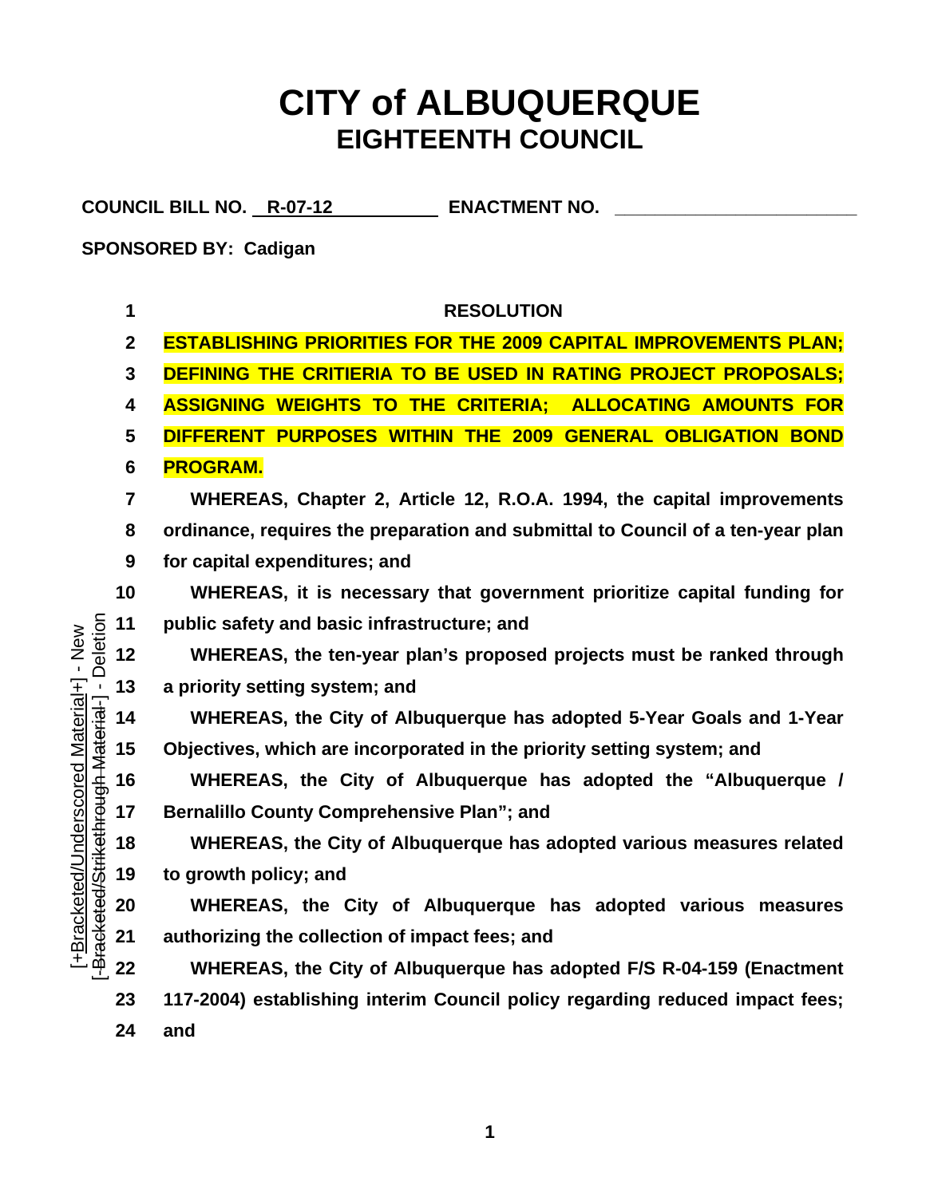# CITY of ALBUQUERQUE
## EIGHTEENTH COUNCIL

**COUNCIL BILL NO. R-07-12 ENACTMENT NO. ______________________**

**SPONSORED BY: Cadigan**

**RESOLUTION**

**ESTABLISHING PRIORITIES FOR THE 2009 CAPITAL IMPROVEMENTS PLAN; DEFINING THE CRITIERIA TO BE USED IN RATING PROJECT PROPOSALS; ASSIGNING WEIGHTS TO THE CRITERIA; ALLOCATING AMOUNTS FOR DIFFERENT PURPOSES WITHIN THE 2009 GENERAL OBLIGATION BOND PROGRAM.**

**WHEREAS, Chapter 2, Article 12, R.O.A. 1994, the capital improvements ordinance, requires the preparation and submittal to Council of a ten-year plan for capital expenditures; and**

**WHEREAS, it is necessary that government prioritize capital funding for public safety and basic infrastructure; and**

**WHEREAS, the ten-year plan's proposed projects must be ranked through a priority setting system; and**

**WHEREAS, the City of Albuquerque has adopted 5-Year Goals and 1-Year Objectives, which are incorporated in the priority setting system; and**

**WHEREAS, the City of Albuquerque has adopted the "Albuquerque / Bernalillo County Comprehensive Plan"; and**

**WHEREAS, the City of Albuquerque has adopted various measures related to growth policy; and**

**WHEREAS, the City of Albuquerque has adopted various measures authorizing the collection of impact fees; and**

**WHEREAS, the City of Albuquerque has adopted F/S R-04-159 (Enactment 117-2004) establishing interim Council policy regarding reduced impact fees; and**

[+Bracketed/Underscored Material+] - New
[-Bracketed/Strikethrough Material-] - Deletion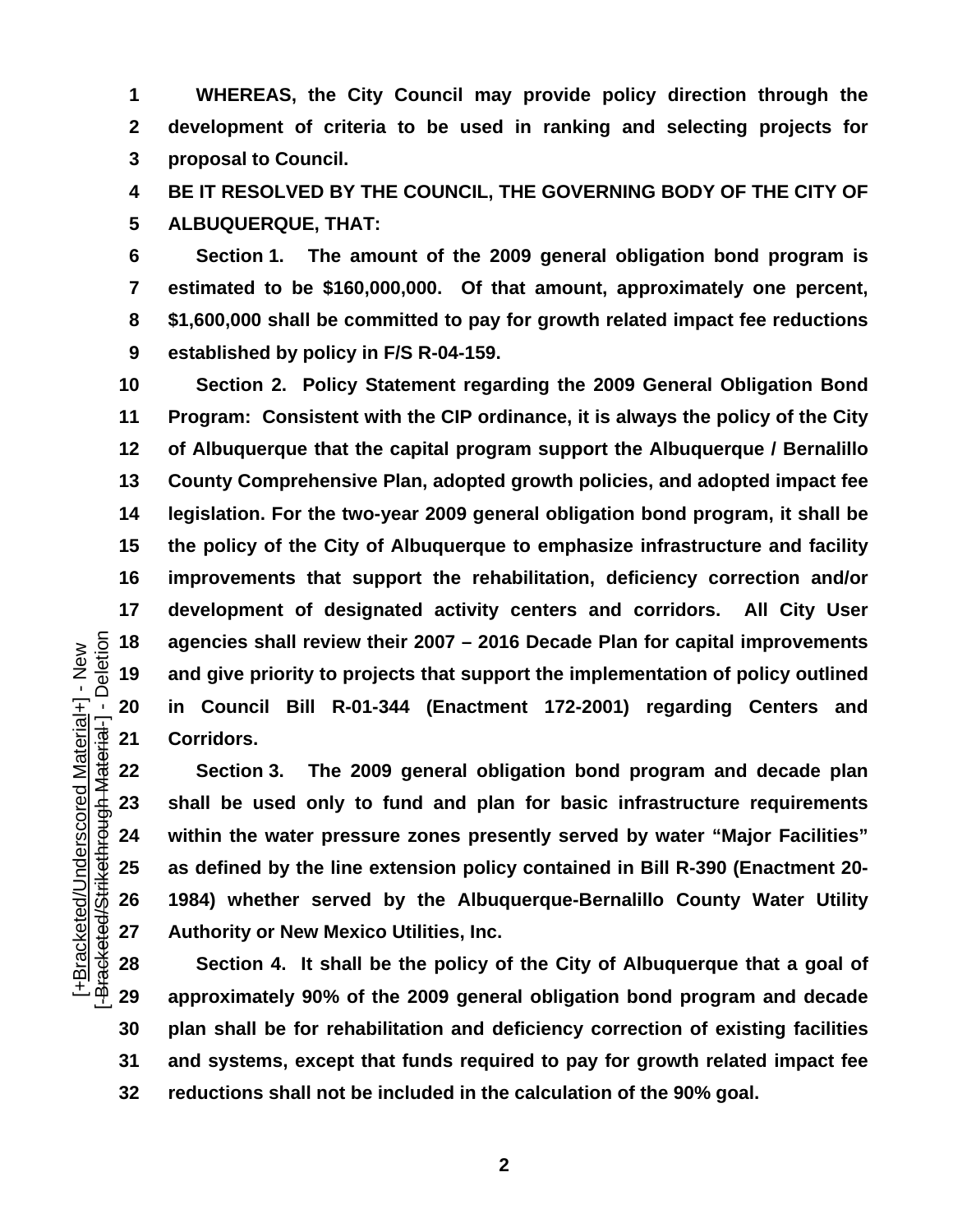**WHEREAS, the City Council may provide policy direction through the development of criteria to be used in ranking and selecting projects for proposal to Council.**

**BE IT RESOLVED BY THE COUNCIL, THE GOVERNING BODY OF THE CITY OF ALBUQUERQUE, THAT:**

**Section 1. The amount of the 2009 general obligation bond program is estimated to be $160,000,000. Of that amount, approximately one percent, $1,600,000 shall be committed to pay for growth related impact fee reductions established by policy in F/S R-04-159.**

**Section 2. Policy Statement regarding the 2009 General Obligation Bond Program: Consistent with the CIP ordinance, it is always the policy of the City of Albuquerque that the capital program support the Albuquerque / Bernalillo County Comprehensive Plan, adopted growth policies, and adopted impact fee legislation. For the two-year 2009 general obligation bond program, it shall be the policy of the City of Albuquerque to emphasize infrastructure and facility improvements that support the rehabilitation, deficiency correction and/or development of designated activity centers and corridors. All City User agencies shall review their 2007 – 2016 Decade Plan for capital improvements and give priority to projects that support the implementation of policy outlined in Council Bill R-01-344 (Enactment 172-2001) regarding Centers and Corridors.**

**Section 3. The 2009 general obligation bond program and decade plan shall be used only to fund and plan for basic infrastructure requirements within the water pressure zones presently served by water "Major Facilities" as defined by the line extension policy contained in Bill R-390 (Enactment 20-1984) whether served by the Albuquerque-Bernalillo County Water Utility Authority or New Mexico Utilities, Inc.**

**Section 4. It shall be the policy of the City of Albuquerque that a goal of approximately 90% of the 2009 general obligation bond program and decade plan shall be for rehabilitation and deficiency correction of existing facilities and systems, except that funds required to pay for growth related impact fee reductions shall not be included in the calculation of the 90% goal.**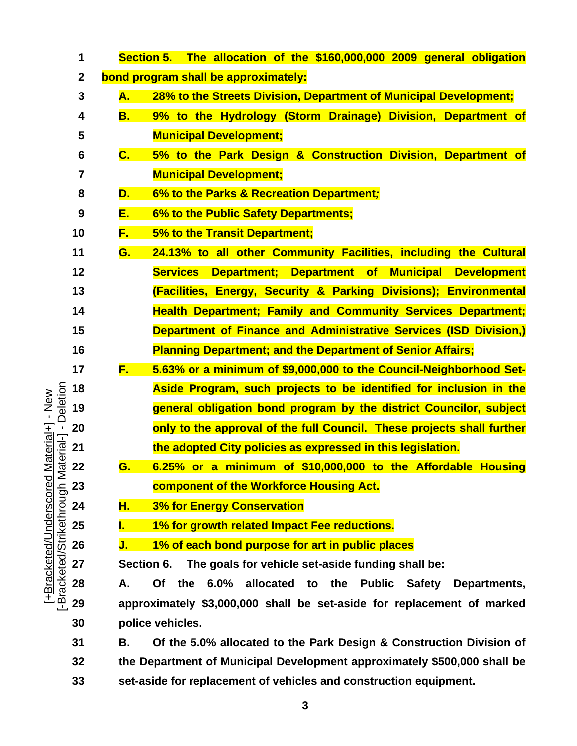**Section 5. The allocation of the $160,000,000 2009 general obligation bond program shall be approximately:**

**A. 28% to the Streets Division, Department of Municipal Development;**

**B. 9% to the Hydrology (Storm Drainage) Division, Department of Municipal Development;**

**C. 5% to the Park Design & Construction Division, Department of Municipal Development;**

**D. 6% to the Parks & Recreation Department;**

**E. 6% to the Public Safety Departments;**

**F. 5% to the Transit Department;**

**G. 24.13% to all other Community Facilities, including the Cultural Services Department; Department of Municipal Development (Facilities, Energy, Security & Parking Divisions); Environmental Health Department; Family and Community Services Department; Department of Finance and Administrative Services (ISD Division,) Planning Department; and the Department of Senior Affairs;**

**F. 5.63% or a minimum of $9,000,000 to the Council-Neighborhood Set-Aside Program, such projects to be identified for inclusion in the general obligation bond program by the district Councilor, subject only to the approval of the full Council. These projects shall further the adopted City policies as expressed in this legislation.**

**G. 6.25% or a minimum of $10,000,000 to the Affordable Housing component of the Workforce Housing Act.**

**H. 3% for Energy Conservation**

**I. 1% for growth related Impact Fee reductions.**

**J. 1% of each bond purpose for art in public places**

**Section 6. The goals for vehicle set-aside funding shall be:**

**A. Of the 6.0% allocated to the Public Safety Departments, approximately $3,000,000 shall be set-aside for replacement of marked police vehicles.**

**B. Of the 5.0% allocated to the Park Design & Construction Division of the Department of Municipal Development approximately $500,000 shall be set-aside for replacement of vehicles and construction equipment.**

[+Bracketed/Underscored Material+] - New
[-Bracketed/Strikethrough Material-] - Deletion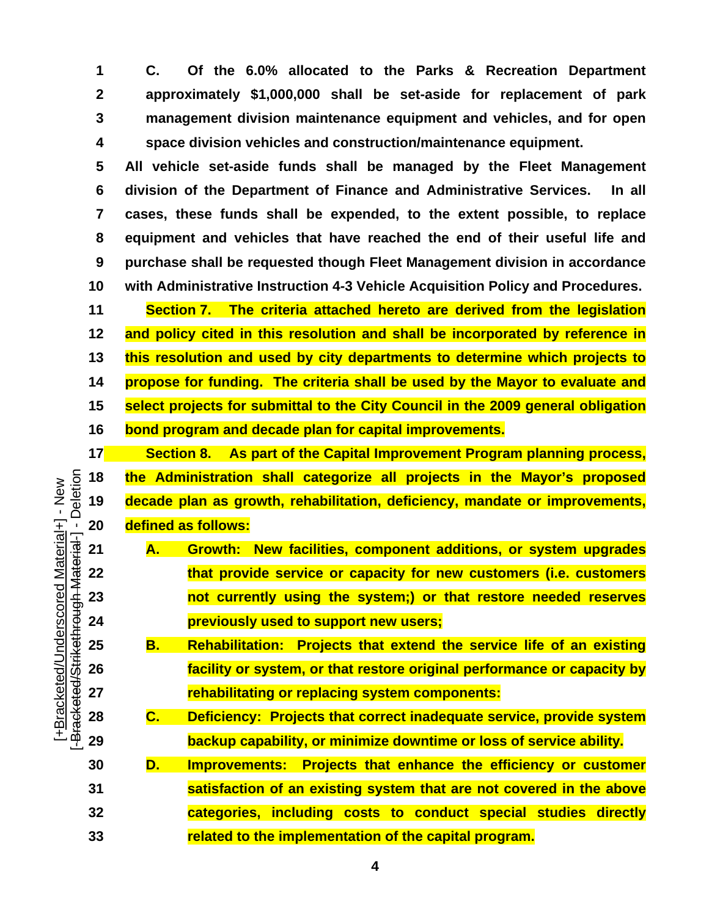**C. Of the 6.0% allocated to the Parks & Recreation Department approximately $1,000,000 shall be set-aside for replacement of park management division maintenance equipment and vehicles, and for open space division vehicles and construction/maintenance equipment.**

**All vehicle set-aside funds shall be managed by the Fleet Management division of the Department of Finance and Administrative Services. In all cases, these funds shall be expended, to the extent possible, to replace equipment and vehicles that have reached the end of their useful life and purchase shall be requested though Fleet Management division in accordance with Administrative Instruction 4-3 Vehicle Acquisition Policy and Procedures.**

**Section 7. The criteria attached hereto are derived from the legislation and policy cited in this resolution and shall be incorporated by reference in this resolution and used by city departments to determine which projects to propose for funding. The criteria shall be used by the Mayor to evaluate and select projects for submittal to the City Council in the 2009 general obligation bond program and decade plan for capital improvements.**

**Section 8. As part of the Capital Improvement Program planning process, the Administration shall categorize all projects in the Mayor's proposed decade plan as growth, rehabilitation, deficiency, mandate or improvements, defined as follows:**

**A. Growth: New facilities, component additions, or system upgrades that provide service or capacity for new customers (i.e. customers not currently using the system;) or that restore needed reserves previously used to support new users;**

**B. Rehabilitation: Projects that extend the service life of an existing facility or system, or that restore original performance or capacity by rehabilitating or replacing system components:**

**C. Deficiency: Projects that correct inadequate service, provide system backup capability, or minimize downtime or loss of service ability.**

**D. Improvements: Projects that enhance the efficiency or customer satisfaction of an existing system that are not covered in the above categories, including costs to conduct special studies directly related to the implementation of the capital program.**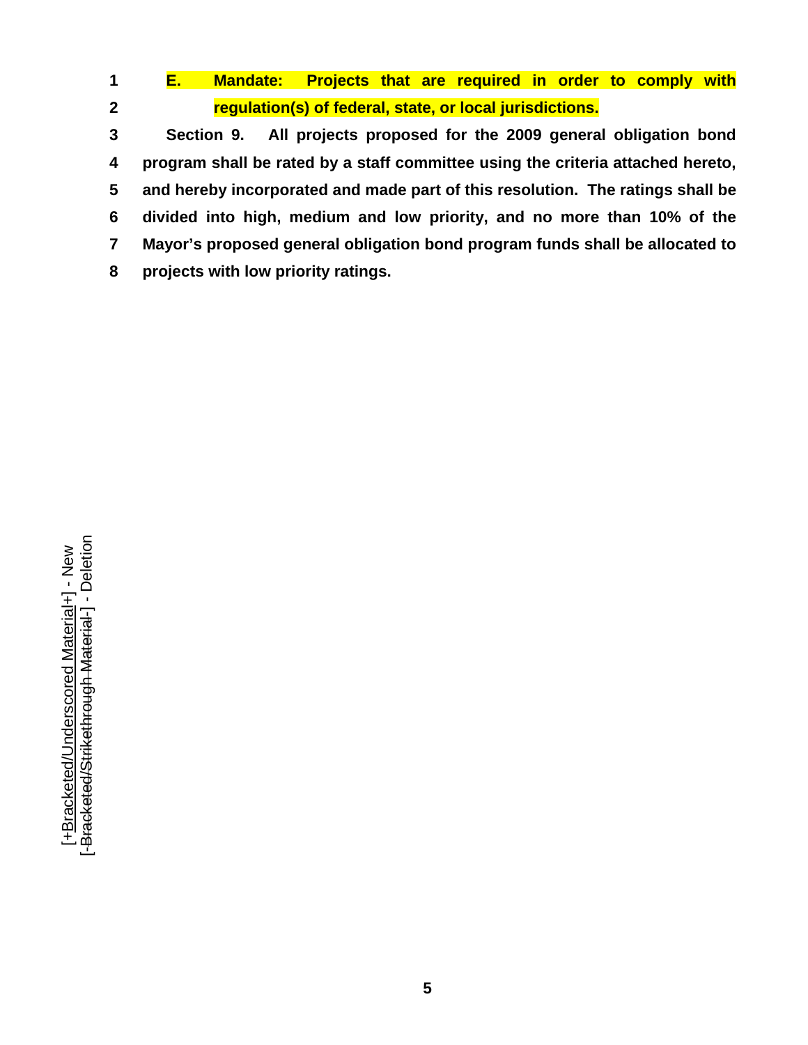**E. Mandate: Projects that are required in order to comply with regulation(s) of federal, state, or local jurisdictions.**

**Section 9. All projects proposed for the 2009 general obligation bond program shall be rated by a staff committee using the criteria attached hereto, and hereby incorporated and made part of this resolution. The ratings shall be divided into high, medium and low priority, and no more than 10% of the Mayor's proposed general obligation bond program funds shall be allocated to projects with low priority ratings.**

[+Bracketed/Underscored Material+] - New
[-Bracketed/Strikethrough Material-] - Deletion